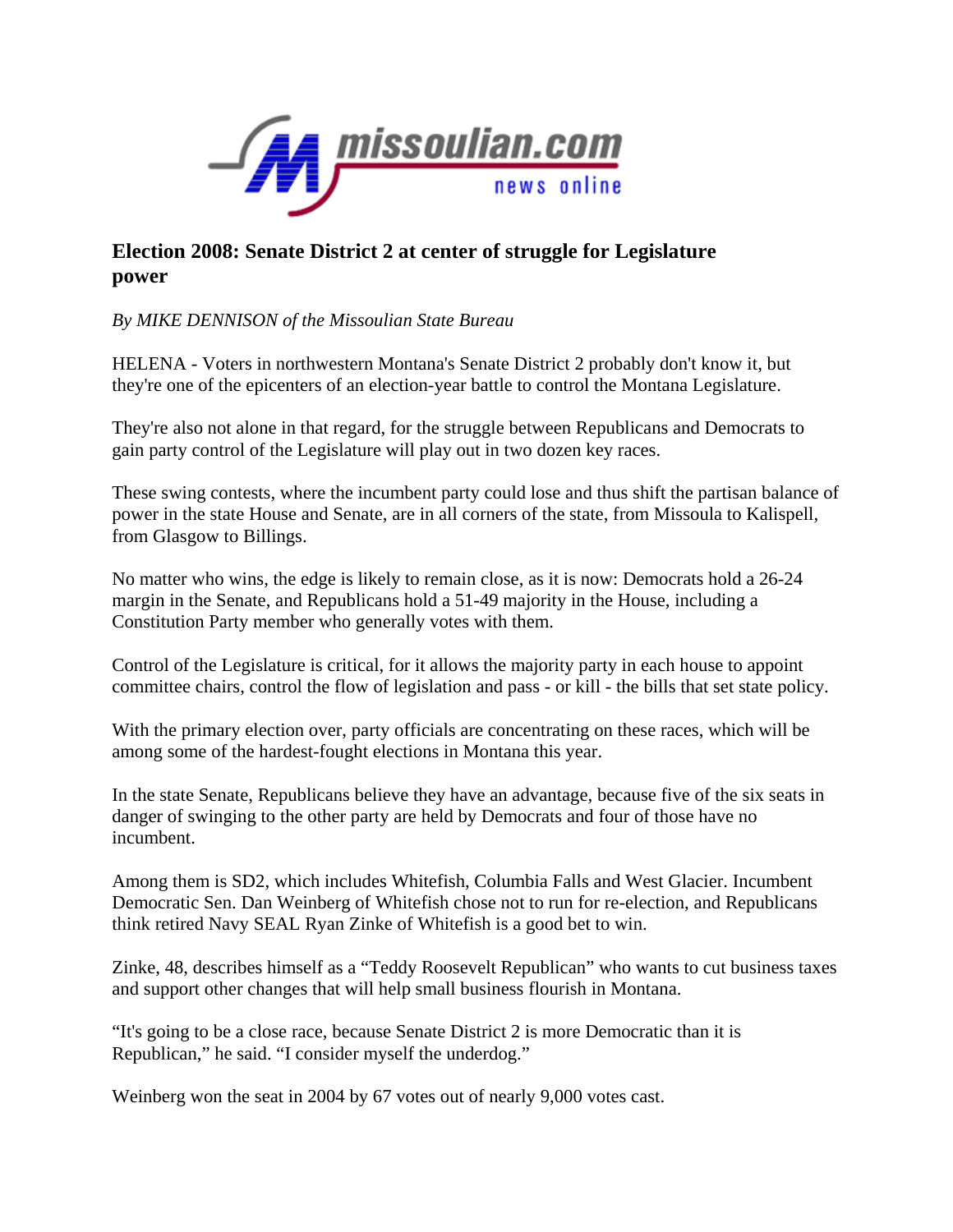missoulian.com news online

# Election 2008: Senate District 2 at center of struggle for Legislature power

*By MIKE DENNISON of the Missoulian State Bureau*

HELENA - Voters in northwestern Montana's Senate District 2 probably don't know it, but they're one of the epicenters of an election-year battle to control the Montana Legislature.

They're also not alone in that regard, for the struggle between Republicans and Democrats to gain party control of the Legislature will play out in two dozen key races.

These swing contests, where the incumbent party could lose and thus shift the partisan balance of power in the state House and Senate, are in all corners of the state, from Missoula to Kalispell, from Glasgow to Billings.

No matter who wins, the edge is likely to remain close, as it is now: Democrats hold a 26-24 margin in the Senate, and Republicans hold a 51-49 majority in the House, including a Constitution Party member who generally votes with them.

Control of the Legislature is critical, for it allows the majority party in each house to appoint committee chairs, control the flow of legislation and pass - or kill - the bills that set state policy.

With the primary election over, party officials are concentrating on these races, which will be among some of the hardest-fought elections in Montana this year.

In the state Senate, Republicans believe they have an advantage, because five of the six seats in danger of swinging to the other party are held by Democrats and four of those have no incumbent.

Among them is SD2, which includes Whitefish, Columbia Falls and West Glacier. Incumbent Democratic Sen. Dan Weinberg of Whitefish chose not to run for re-election, and Republicans think retired Navy SEAL Ryan Zinke of Whitefish is a good bet to win.

Zinke, 48, describes himself as a "Teddy Roosevelt Republican" who wants to cut business taxes and support other changes that will help small business flourish in Montana.

"It's going to be a close race, because Senate District 2 is more Democratic than it is Republican," he said. "I consider myself the underdog."

Weinberg won the seat in 2004 by 67 votes out of nearly 9,000 votes cast.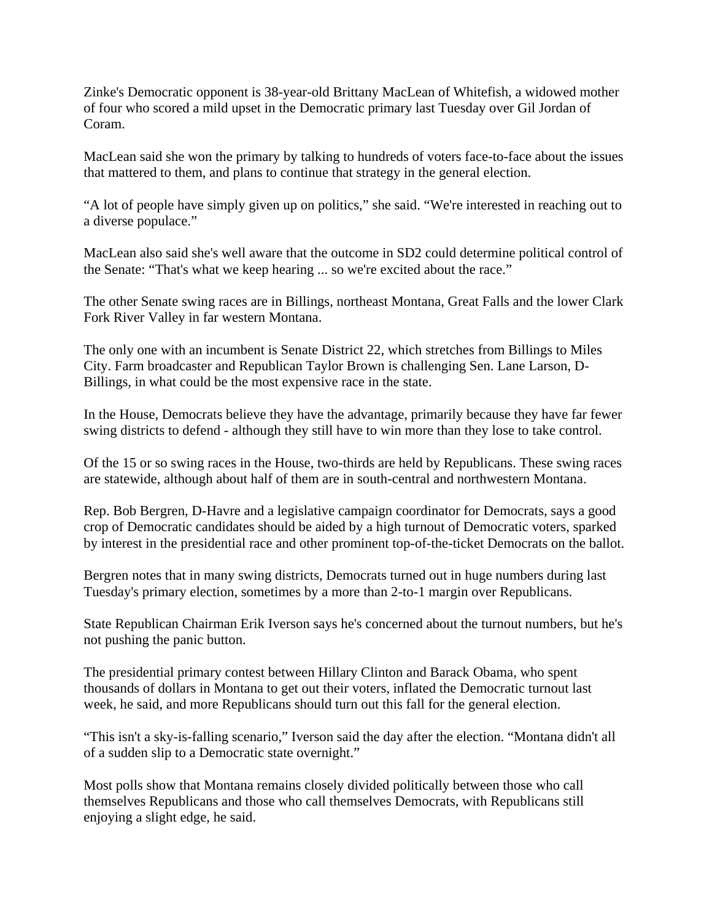Zinke's Democratic opponent is 38-year-old Brittany MacLean of Whitefish, a widowed mother of four who scored a mild upset in the Democratic primary last Tuesday over Gil Jordan of Coram.

MacLean said she won the primary by talking to hundreds of voters face-to-face about the issues that mattered to them, and plans to continue that strategy in the general election.

“A lot of people have simply given up on politics,” she said. “We're interested in reaching out to a diverse populace.”

MacLean also said she's well aware that the outcome in SD2 could determine political control of the Senate: “That's what we keep hearing ... so we're excited about the race.”

The other Senate swing races are in Billings, northeast Montana, Great Falls and the lower Clark Fork River Valley in far western Montana.

The only one with an incumbent is Senate District 22, which stretches from Billings to Miles City. Farm broadcaster and Republican Taylor Brown is challenging Sen. Lane Larson, D-Billings, in what could be the most expensive race in the state.

In the House, Democrats believe they have the advantage, primarily because they have far fewer swing districts to defend - although they still have to win more than they lose to take control.

Of the 15 or so swing races in the House, two-thirds are held by Republicans. These swing races are statewide, although about half of them are in south-central and northwestern Montana.

Rep. Bob Bergren, D-Havre and a legislative campaign coordinator for Democrats, says a good crop of Democratic candidates should be aided by a high turnout of Democratic voters, sparked by interest in the presidential race and other prominent top-of-the-ticket Democrats on the ballot.

Bergren notes that in many swing districts, Democrats turned out in huge numbers during last Tuesday's primary election, sometimes by a more than 2-to-1 margin over Republicans.

State Republican Chairman Erik Iverson says he's concerned about the turnout numbers, but he's not pushing the panic button.

The presidential primary contest between Hillary Clinton and Barack Obama, who spent thousands of dollars in Montana to get out their voters, inflated the Democratic turnout last week, he said, and more Republicans should turn out this fall for the general election.

“This isn't a sky-is-falling scenario,” Iverson said the day after the election. “Montana didn't all of a sudden slip to a Democratic state overnight.”

Most polls show that Montana remains closely divided politically between those who call themselves Republicans and those who call themselves Democrats, with Republicans still enjoying a slight edge, he said.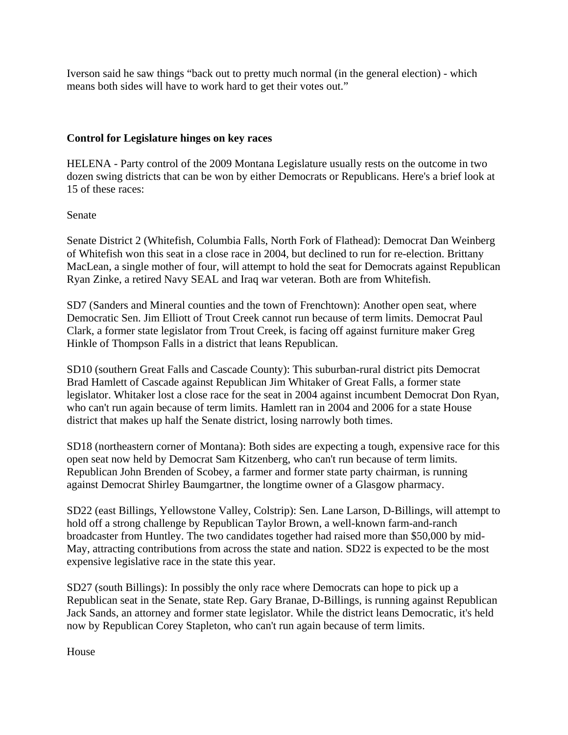Iverson said he saw things "back out to pretty much normal (in the general election) - which means both sides will have to work hard to get their votes out."

## Control for Legislature hinges on key races

HELENA - Party control of the 2009 Montana Legislature usually rests on the outcome in two dozen swing districts that can be won by either Democrats or Republicans. Here's a brief look at 15 of these races:

### Senate

Senate District 2 (Whitefish, Columbia Falls, North Fork of Flathead): Democrat Dan Weinberg of Whitefish won this seat in a close race in 2004, but declined to run for re-election. Brittany MacLean, a single mother of four, will attempt to hold the seat for Democrats against Republican Ryan Zinke, a retired Navy SEAL and Iraq war veteran. Both are from Whitefish.

SD7 (Sanders and Mineral counties and the town of Frenchtown): Another open seat, where Democratic Sen. Jim Elliott of Trout Creek cannot run because of term limits. Democrat Paul Clark, a former state legislator from Trout Creek, is facing off against furniture maker Greg Hinkle of Thompson Falls in a district that leans Republican.

SD10 (southern Great Falls and Cascade County): This suburban-rural district pits Democrat Brad Hamlett of Cascade against Republican Jim Whitaker of Great Falls, a former state legislator. Whitaker lost a close race for the seat in 2004 against incumbent Democrat Don Ryan, who can't run again because of term limits. Hamlett ran in 2004 and 2006 for a state House district that makes up half the Senate district, losing narrowly both times.

SD18 (northeastern corner of Montana): Both sides are expecting a tough, expensive race for this open seat now held by Democrat Sam Kitzenberg, who can't run because of term limits. Republican John Brenden of Scobey, a farmer and former state party chairman, is running against Democrat Shirley Baumgartner, the longtime owner of a Glasgow pharmacy.

SD22 (east Billings, Yellowstone Valley, Colstrip): Sen. Lane Larson, D-Billings, will attempt to hold off a strong challenge by Republican Taylor Brown, a well-known farm-and-ranch broadcaster from Huntley. The two candidates together had raised more than $50,000 by mid-May, attracting contributions from across the state and nation. SD22 is expected to be the most expensive legislative race in the state this year.

SD27 (south Billings): In possibly the only race where Democrats can hope to pick up a Republican seat in the Senate, state Rep. Gary Branae, D-Billings, is running against Republican Jack Sands, an attorney and former state legislator. While the district leans Democratic, it's held now by Republican Corey Stapleton, who can't run again because of term limits.

### House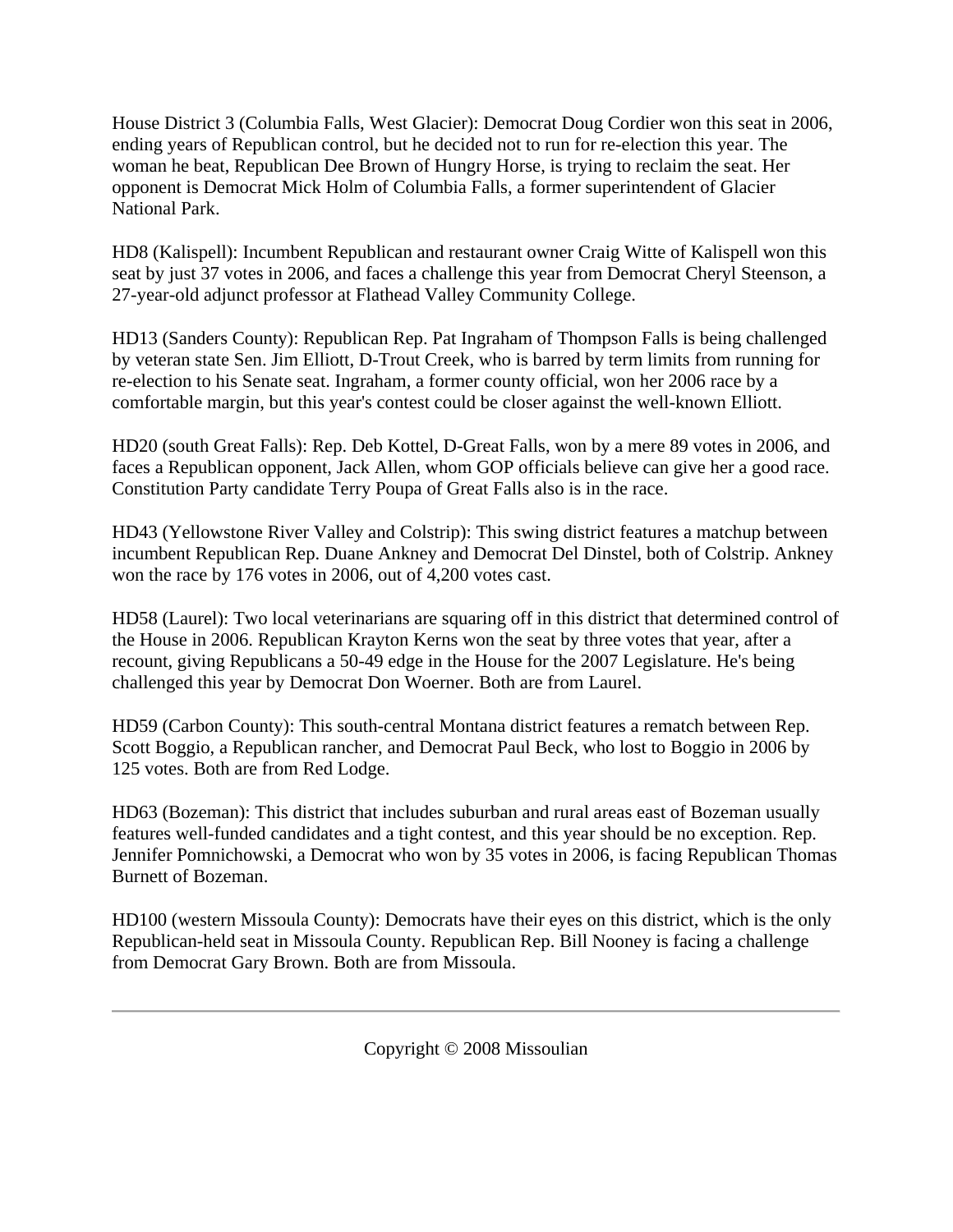House District 3 (Columbia Falls, West Glacier): Democrat Doug Cordier won this seat in 2006, ending years of Republican control, but he decided not to run for re-election this year. The woman he beat, Republican Dee Brown of Hungry Horse, is trying to reclaim the seat. Her opponent is Democrat Mick Holm of Columbia Falls, a former superintendent of Glacier National Park.

HD8 (Kalispell): Incumbent Republican and restaurant owner Craig Witte of Kalispell won this seat by just 37 votes in 2006, and faces a challenge this year from Democrat Cheryl Steenson, a 27-year-old adjunct professor at Flathead Valley Community College.

HD13 (Sanders County): Republican Rep. Pat Ingraham of Thompson Falls is being challenged by veteran state Sen. Jim Elliott, D-Trout Creek, who is barred by term limits from running for re-election to his Senate seat. Ingraham, a former county official, won her 2006 race by a comfortable margin, but this year's contest could be closer against the well-known Elliott.

HD20 (south Great Falls): Rep. Deb Kottel, D-Great Falls, won by a mere 89 votes in 2006, and faces a Republican opponent, Jack Allen, whom GOP officials believe can give her a good race. Constitution Party candidate Terry Poupa of Great Falls also is in the race.

HD43 (Yellowstone River Valley and Colstrip): This swing district features a matchup between incumbent Republican Rep. Duane Ankney and Democrat Del Dinstel, both of Colstrip. Ankney won the race by 176 votes in 2006, out of 4,200 votes cast.

HD58 (Laurel): Two local veterinarians are squaring off in this district that determined control of the House in 2006. Republican Krayton Kerns won the seat by three votes that year, after a recount, giving Republicans a 50-49 edge in the House for the 2007 Legislature. He's being challenged this year by Democrat Don Woerner. Both are from Laurel.

HD59 (Carbon County): This south-central Montana district features a rematch between Rep. Scott Boggio, a Republican rancher, and Democrat Paul Beck, who lost to Boggio in 2006 by 125 votes. Both are from Red Lodge.

HD63 (Bozeman): This district that includes suburban and rural areas east of Bozeman usually features well-funded candidates and a tight contest, and this year should be no exception. Rep. Jennifer Pomnichowski, a Democrat who won by 35 votes in 2006, is facing Republican Thomas Burnett of Bozeman.

HD100 (western Missoula County): Democrats have their eyes on this district, which is the only Republican-held seat in Missoula County. Republican Rep. Bill Nooney is facing a challenge from Democrat Gary Brown. Both are from Missoula.

---

Copyright © 2008 Missoulian